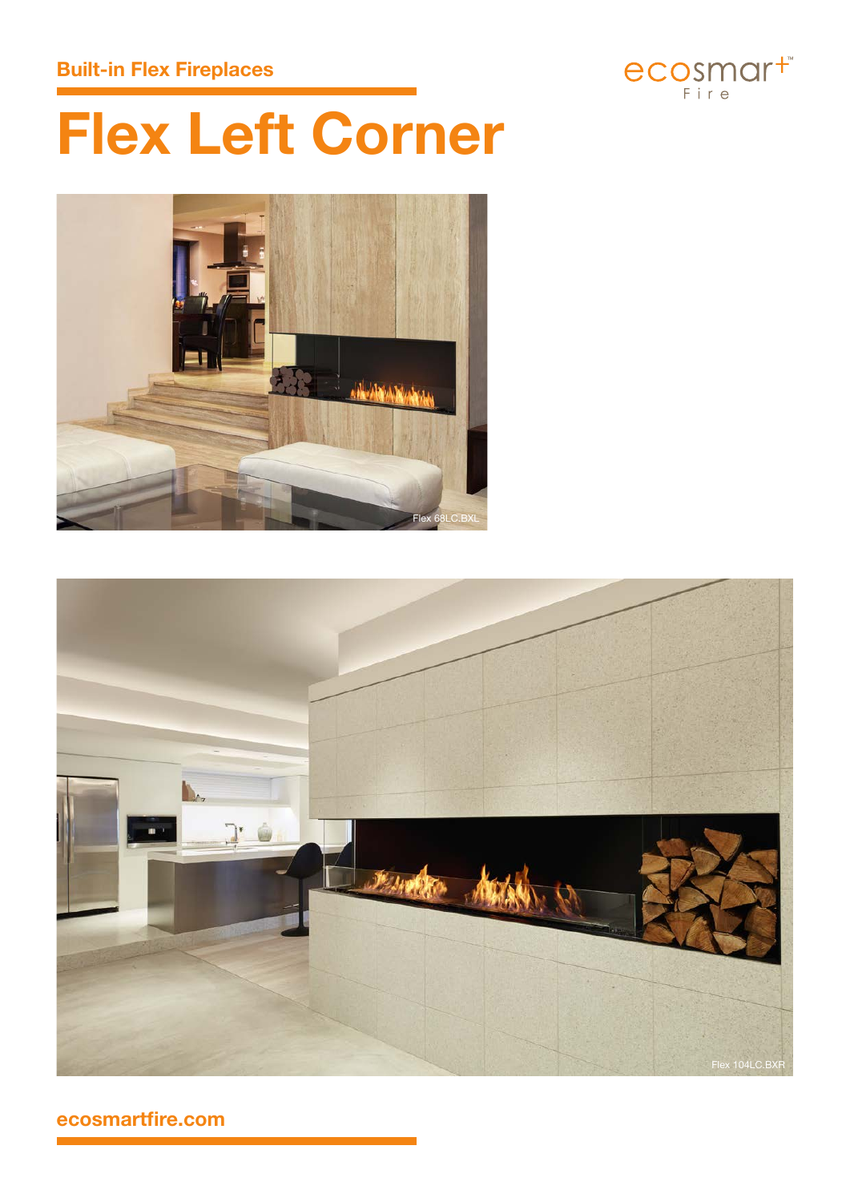Built-in Flex Fireplaces

# Flex Left Corner

Flex 68LC.BXL

Flex 104LC.BXR

ecosmartfire.com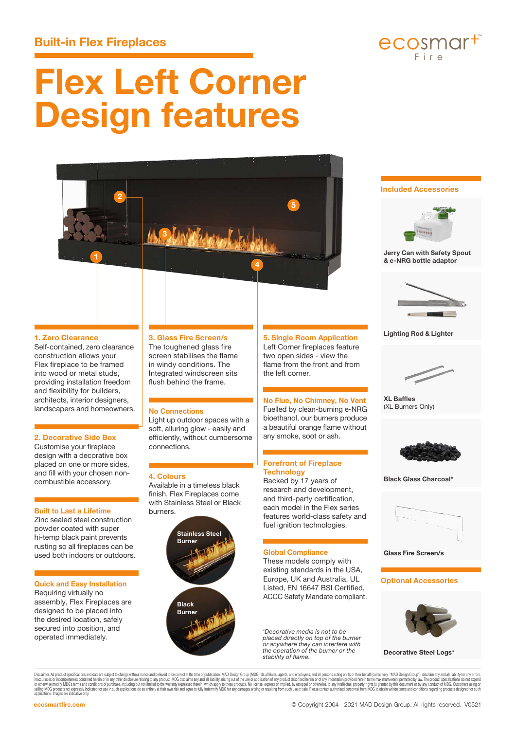## Built-in Flex Fireplaces

# Flex Left Corner Design features

### 1. Zero Clearance

Self-contained, zero clearance construction allows your Flex fireplace to be framed into wood or metal studs, providing installation freedom and flexibility for builders, architects, interior designers, landscapers and homeowners.

### 2. Decorative Side Box

Customise your fireplace design with a decorative box placed on one or more sides, and fill with your chosen non-combustible accessory.

### Built to Last a Lifetime

Zinc sealed steel construction powder coated with super hi-temp black paint prevents rusting so all fireplaces can be used both indoors or outdoors.

### Quick and Easy Installation

Requiring virtually no assembly, Flex Fireplaces are designed to be placed into the desired location, safely secured into position, and operated immediately.

### 3. Glass Fire Screen/s

The toughened glass fire screen stabilises the flame in windy conditions. The Integrated windscreen sits flush behind the frame.

### No Connections

Light up outdoor spaces with a soft, alluring glow - easily and efficiently, without cumbersome connections.

### 4. Colours

Available in a timeless black finish, Flex Fireplaces come with Stainless Steel or Black burners.

Stainless Steel Burner

Black Burner

### 5. Single Room Application

Left Corner fireplaces feature two open sides - view the flame from the front and from the left corner.

### No Flue, No Chimney, No Vent

Fuelled by clean-burning e-NRG bioethanol, our burners produce a beautiful orange flame without any smoke, soot or ash.

### Forefront of Fireplace Technology

Backed by 17 years of research and development, and third-party certification, each model in the Flex series features world-class safety and fuel ignition technologies.

### Global Compliance

These models comply with existing standards in the USA, Europe, UK and Australia. UL Listed, EN 16647 BSI Certified, ACCC Safety Mandate compliant.

*\*Decorative media is not to be placed directly on top of the burner or anywhere they can interfere with the operation of the burner or the stability of flame.*

### Included Accessories

- Jerry Can with Safety Spout & e-NRG bottle adaptor
- Lighting Rod & Lighter
- XL Baffles (XL Burners Only)
- Black Glass Charcoal*
- Glass Fire Screen/s

### Optional Accessories

- Decorative Steel Logs*

Disclaimer. All product specifications and data are subject to change without notice and believed to be correct at the time of publication. MAD Design Group (MDG), its affiliates, agents, and employees, and all persons acting on its or their behalf (collectively, "MAD Design Group"), disclaim any and all liability for any errors, inaccuracies or incompleteness contained herein or in any other disclosure relating to any product. MDG disclaims any and all liability arising out of the use or application of any product described herein or of any information provided herein to the maximum extent permitted by law. The product specifications do not expand or otherwise modify MDG's terms and conditions of purchase, including but not limited to the warranty expressed therein, which apply to these products. No license, express or implied, by estoppel or otherwise, to any intellectual property rights is granted by this document or by any conduct of MDG. Customers using or selling MDG products not expressly indicated for use in such applications do so entirely at their own risk and agree to fully indemnify MDG for any damages arising or resulting from such use or sale. Please contact authorised personnel from MDG to obtain written terms and conditions regarding products designed for such applications. Images are indicative only.

ecosmartfire.com

© Copyright 2004 - 2021 MAD Design Group. All rights reserved. V0521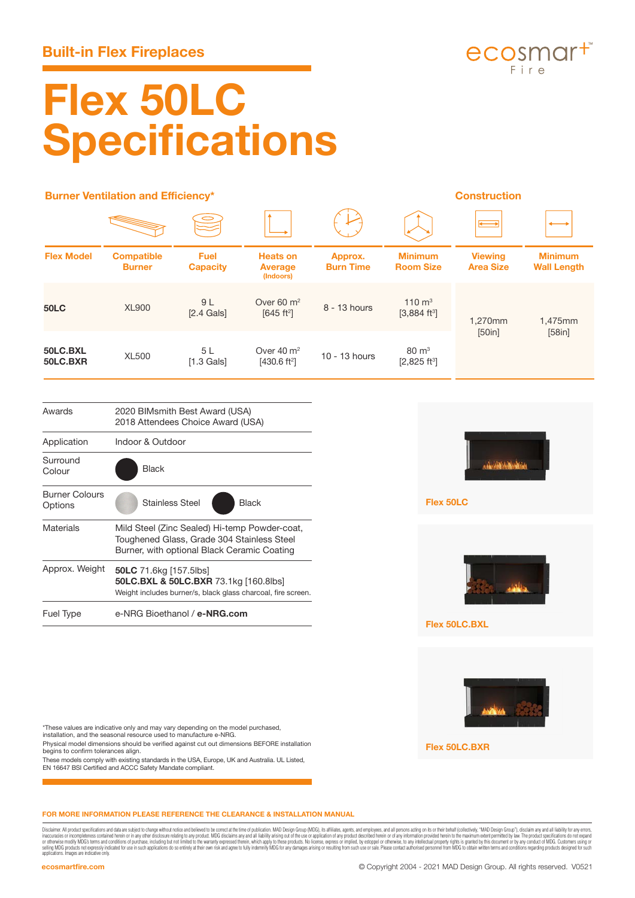## Built-in Flex Fireplaces

ecosmart™ Fire

# Flex 50LC Specifications

### Burner Ventilation and Efficiency*

### Construction

| Flex Model | Compatible Burner | Fuel Capacity | Heats on Average (Indoors) | Approx. Burn Time | Minimum Room Size | Viewing Area Size | Minimum Wall Length |
|---|---|---|---|---|---|---|---|
| **50LC** | XL900 | 9 L [2.4 Gals] | Over 60 m² [645 ft²] | 8 - 13 hours | 110 m³ [3,884 ft³] | 1,270mm [50in] | 1,475mm [58in] |
| **50LC.BXL 50LC.BXR** | XL500 | 5 L [1.3 Gals] | Over 40 m² [430.6 ft²] | 10 - 13 hours | 80 m³ [2,825 ft³] | | |

| | |
|---|---|
| Awards | 2020 BIMsmith Best Award (USA)<br>2018 Attendees Choice Award (USA) |
| Application | Indoor & Outdoor |
| Surround Colour | Black |
| Burner Colours Options | Stainless Steel, Black |
| Materials | Mild Steel (Zinc Sealed) Hi-temp Powder-coat, Toughened Glass, Grade 304 Stainless Steel Burner, with optional Black Ceramic Coating |
| Approx. Weight | **50LC** 71.6kg [157.5lbs]<br>**50LC.BXL & 50LC.BXR** 73.1kg [160.8lbs]<br>Weight includes burner/s, black glass charcoal, fire screen. |
| Fuel Type | e-NRG Bioethanol / **e-NRG.com** |

Flex 50LC

Flex 50LC.BXL

Flex 50LC.BXR

*These values are indicative only and may vary depending on the model purchased, installation, and the seasonal resource used to manufacture e-NRG.
Physical model dimensions should be verified against cut out dimensions BEFORE installation begins to confirm tolerances align.
These models comply with existing standards in the USA, Europe, UK and Australia. UL Listed, EN 16647 BSI Certified and ACCC Safety Mandate compliant.

**FOR MORE INFORMATION PLEASE REFERENCE THE CLEARANCE & INSTALLATION MANUAL**

Disclaimer. All product specifications and data are subject to change without notice and believed to be correct at the time of publication. MAD Design Group (MDG), its affiliates, agents, and employees, and all persons acting on its or their behalf (collectively, "MAD Design Group"), disclaim any and all liability for any errors, inaccuracies or incompleteness contained herein or in any other disclosure relating to any product. MDG disclaims any and all liability arising out of the use or application of any product described herein or of any information provided herein to the maximum extent permitted by law. The product specifications do not expand or otherwise modify MDG's terms and conditions of purchase, including but not limited to the warranty expressed therein, which apply to these products. No license, express or implied, by estoppel or otherwise, to any intellectual property rights is granted by this document or by any conduct of MDG. Customers using or selling MDG products not expressly indicated for use in such applications do so entirely at their own risk and agree to fully indemnify MDG for any damages arising or resulting from such use or sale. Please contact authorised personnel from MDG to obtain written terms and conditions regarding products designed for such applications. Images are indicative only.

ecosmartfire.com

© Copyright 2004 - 2021 MAD Design Group. All rights reserved. V0521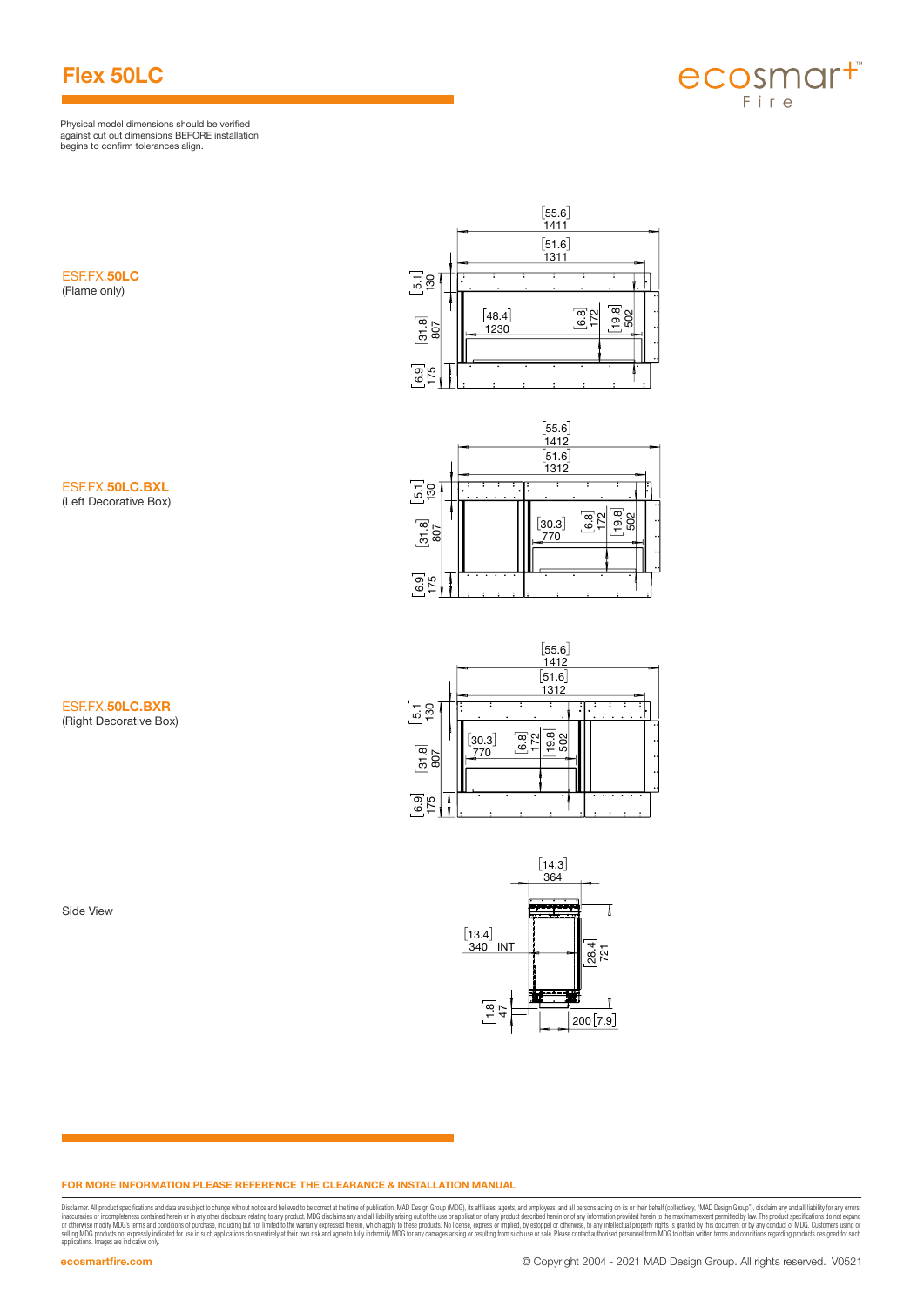# Flex 50LC

Physical model dimensions should be verified against cut out dimensions BEFORE installation begins to confirm tolerances align.

**ESF.FX.50LC**
(Flame only)

[55.6]
1411
[51.6]
1311
[5.1] 130
[31.8] 807
[6.9] 175
[48.4]
1230
[6.8] 172
[19.8] 502

**ESF.FX.50LC.BXL**
(Left Decorative Box)

[55.6]
1412
[51.6]
1312
[5.1] 130
[31.8] 807
[6.9] 175
[30.3]
770
[6.8] 172
[19.8] 502

**ESF.FX.50LC.BXR**
(Right Decorative Box)

[55.6]
1412
[51.6]
1312
[5.1] 130
[31.8] 807
[6.9] 175
[30.3]
770
[6.8] 172
[19.8] 502

Side View

[14.3]
364
[13.4]
340 INT
[28.4] 721
[1.8] 47
200 [7.9]

**FOR MORE INFORMATION PLEASE REFERENCE THE CLEARANCE & INSTALLATION MANUAL**

Disclaimer. All product specifications and data are subject to change without notice and believed to be correct at the time of publication. MAD Design Group (MDG), its affiliates, agents, and employees, and all persons acting on its or their behalf (collectively, "MAD Design Group"), disclaim any and all liability for any errors, inaccuracies or incompleteness contained herein or in any other disclosure relating to any product. MDG disclaims any and all liability arising out of the use or application of any product described herein or of any information provided herein to the maximum extent permitted by law. The product specifications do not expand or otherwise modify MDG's terms and conditions of purchase, including but not limited to the warranty expressed therein, which apply to these products. No license, express or implied, by estoppel or otherwise, to any intellectual property rights is granted by this document or by any conduct of MDG. Customers using or selling MDG products not expressly indicated for use in such applications do so entirely at their own risk and agree to fully indemnify MDG for any damages arising or resulting from such use or sale. Please contact authorised personnel from MDG to obtain written terms and conditions regarding products designed for such applications. Images are indicative only.

ecosmartfire.com

© Copyright 2004 - 2021 MAD Design Group. All rights reserved. V0521